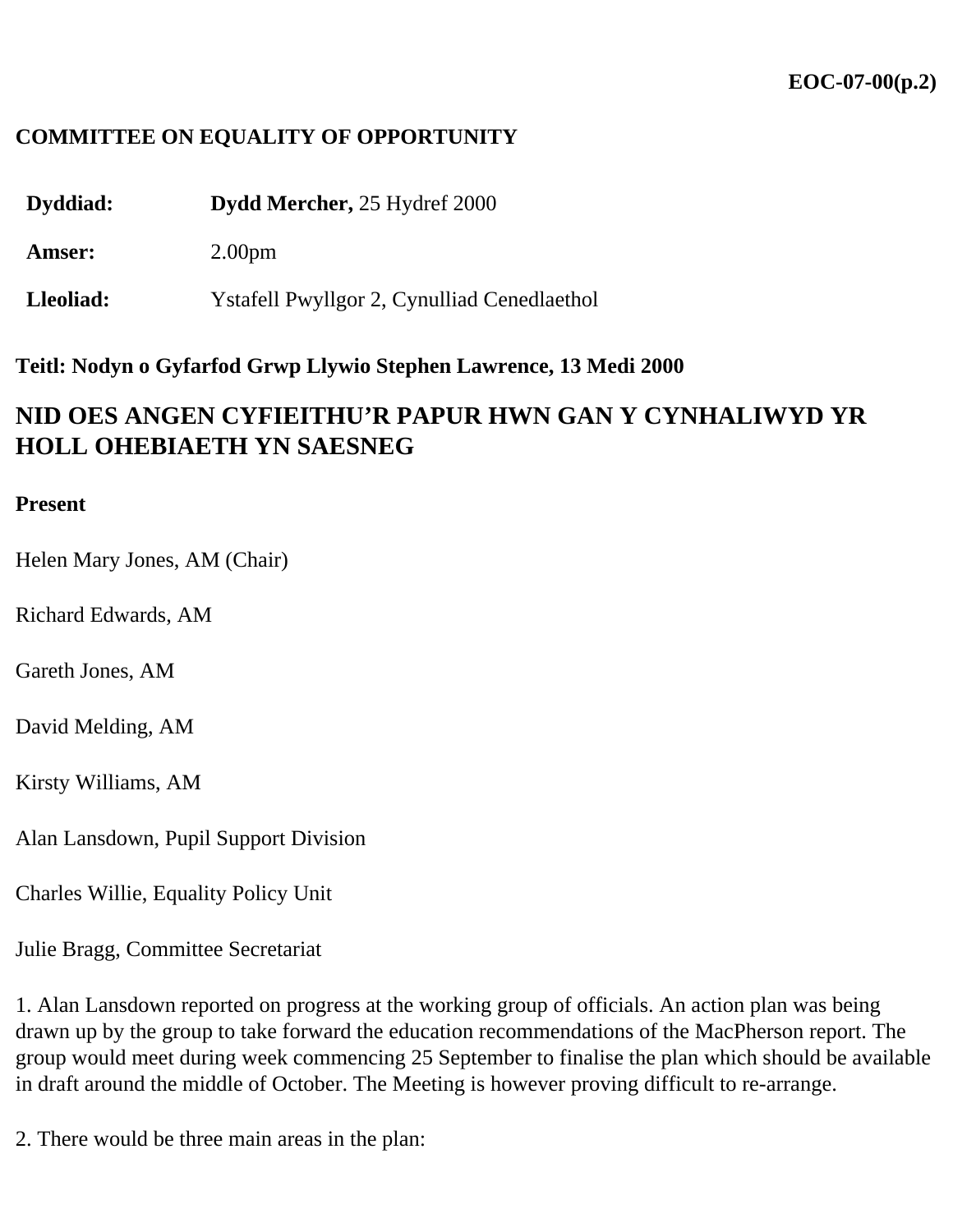**EOC-07-00(p.2)**

**COMMITTEE ON EQUALITY OF OPPORTUNITY**

| | |
|---|---|
| **Dyddiad:** | **Dydd Mercher,** 25 Hydref 2000 |
| **Amser:** | 2.00pm |
| **Lleoliad:** | Ystafell Pwyllgor 2, Cynulliad Cenedlaethol |

**Teitl: Nodyn o Gyfarfod Grwp Llywio Stephen Lawrence, 13 Medi 2000**

## NID OES ANGEN CYFIEITHU'R PAPUR HWN GAN Y CYNHALIWYD YR HOLL OHEBIAETH YN SAESNEG

**Present**

Helen Mary Jones, AM (Chair)

Richard Edwards, AM

Gareth Jones, AM

David Melding, AM

Kirsty Williams, AM

Alan Lansdown, Pupil Support Division

Charles Willie, Equality Policy Unit

Julie Bragg, Committee Secretariat

1. Alan Lansdown reported on progress at the working group of officials. An action plan was being drawn up by the group to take forward the education recommendations of the MacPherson report. The group would meet during week commencing 25 September to finalise the plan which should be available in draft around the middle of October. The Meeting is however proving difficult to re-arrange.

2. There would be three main areas in the plan: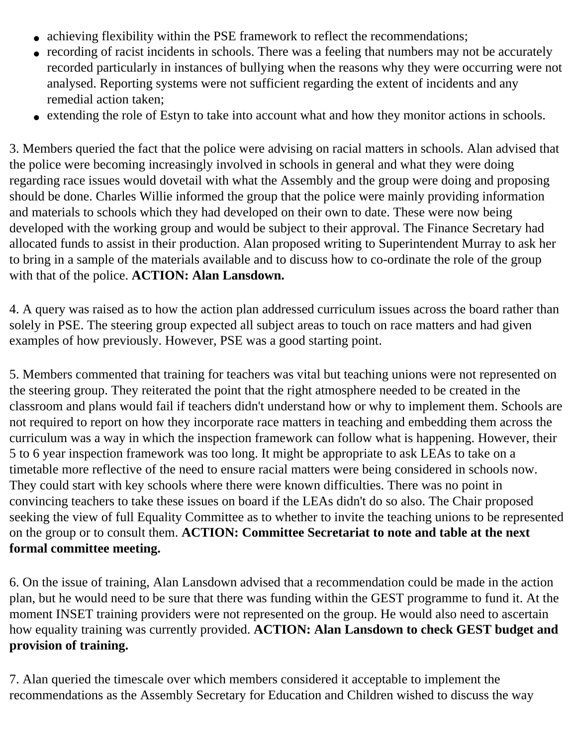- achieving flexibility within the PSE framework to reflect the recommendations;
- recording of racist incidents in schools. There was a feeling that numbers may not be accurately recorded particularly in instances of bullying when the reasons why they were occurring were not analysed. Reporting systems were not sufficient regarding the extent of incidents and any remedial action taken;
- extending the role of Estyn to take into account what and how they monitor actions in schools.

3. Members queried the fact that the police were advising on racial matters in schools. Alan advised that the police were becoming increasingly involved in schools in general and what they were doing regarding race issues would dovetail with what the Assembly and the group were doing and proposing should be done. Charles Willie informed the group that the police were mainly providing information and materials to schools which they had developed on their own to date. These were now being developed with the working group and would be subject to their approval. The Finance Secretary had allocated funds to assist in their production. Alan proposed writing to Superintendent Murray to ask her to bring in a sample of the materials available and to discuss how to co-ordinate the role of the group with that of the police. **ACTION: Alan Lansdown.**

4. A query was raised as to how the action plan addressed curriculum issues across the board rather than solely in PSE. The steering group expected all subject areas to touch on race matters and had given examples of how previously. However, PSE was a good starting point.

5. Members commented that training for teachers was vital but teaching unions were not represented on the steering group. They reiterated the point that the right atmosphere needed to be created in the classroom and plans would fail if teachers didn't understand how or why to implement them. Schools are not required to report on how they incorporate race matters in teaching and embedding them across the curriculum was a way in which the inspection framework can follow what is happening. However, their 5 to 6 year inspection framework was too long. It might be appropriate to ask LEAs to take on a timetable more reflective of the need to ensure racial matters were being considered in schools now. They could start with key schools where there were known difficulties. There was no point in convincing teachers to take these issues on board if the LEAs didn't do so also. The Chair proposed seeking the view of full Equality Committee as to whether to invite the teaching unions to be represented on the group or to consult them. **ACTION: Committee Secretariat to note and table at the next formal committee meeting.**

6. On the issue of training, Alan Lansdown advised that a recommendation could be made in the action plan, but he would need to be sure that there was funding within the GEST programme to fund it. At the moment INSET training providers were not represented on the group. He would also need to ascertain how equality training was currently provided. **ACTION: Alan Lansdown to check GEST budget and provision of training.**

7. Alan queried the timescale over which members considered it acceptable to implement the recommendations as the Assembly Secretary for Education and Children wished to discuss the way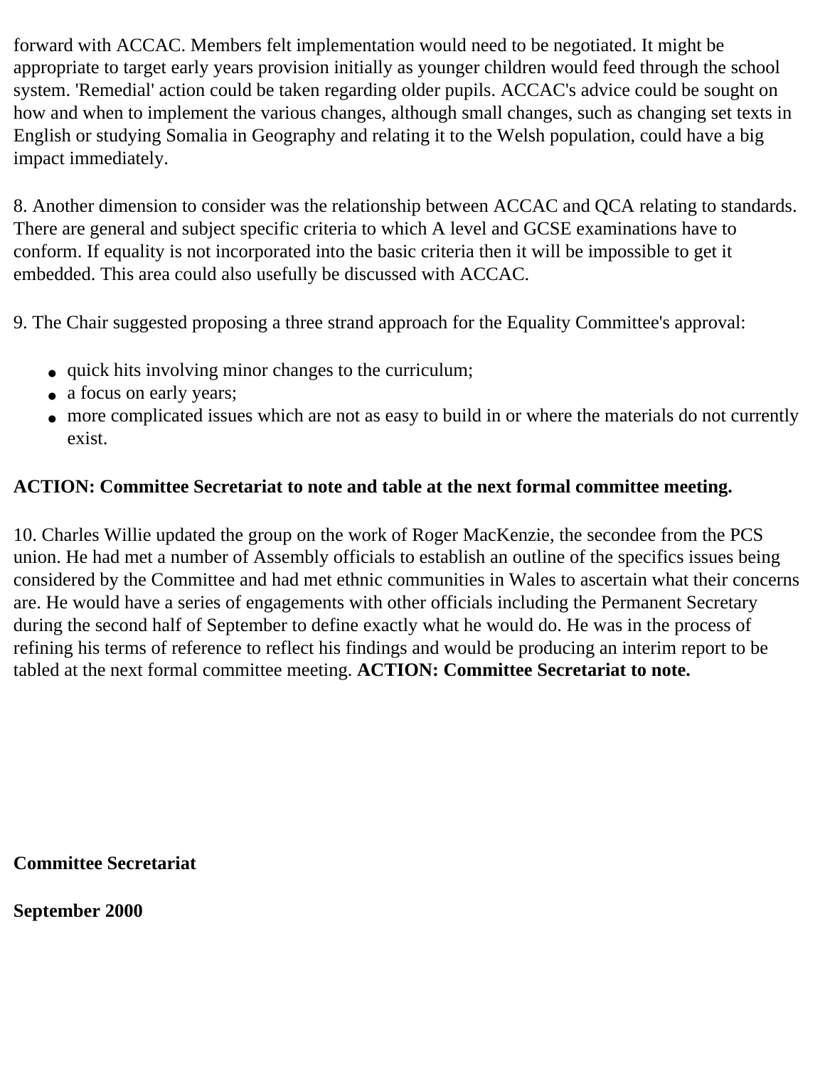forward with ACCAC. Members felt implementation would need to be negotiated. It might be appropriate to target early years provision initially as younger children would feed through the school system. 'Remedial' action could be taken regarding older pupils. ACCAC's advice could be sought on how and when to implement the various changes, although small changes, such as changing set texts in English or studying Somalia in Geography and relating it to the Welsh population, could have a big impact immediately.

8. Another dimension to consider was the relationship between ACCAC and QCA relating to standards. There are general and subject specific criteria to which A level and GCSE examinations have to conform. If equality is not incorporated into the basic criteria then it will be impossible to get it embedded. This area could also usefully be discussed with ACCAC.

9. The Chair suggested proposing a three strand approach for the Equality Committee's approval:

- quick hits involving minor changes to the curriculum;
- a focus on early years;
- more complicated issues which are not as easy to build in or where the materials do not currently exist.

**ACTION: Committee Secretariat to note and table at the next formal committee meeting.**

10. Charles Willie updated the group on the work of Roger MacKenzie, the secondee from the PCS union. He had met a number of Assembly officials to establish an outline of the specifics issues being considered by the Committee and had met ethnic communities in Wales to ascertain what their concerns are. He would have a series of engagements with other officials including the Permanent Secretary during the second half of September to define exactly what he would do. He was in the process of refining his terms of reference to reflect his findings and would be producing an interim report to be tabled at the next formal committee meeting. **ACTION: Committee Secretariat to note.**

**Committee Secretariat**

**September 2000**